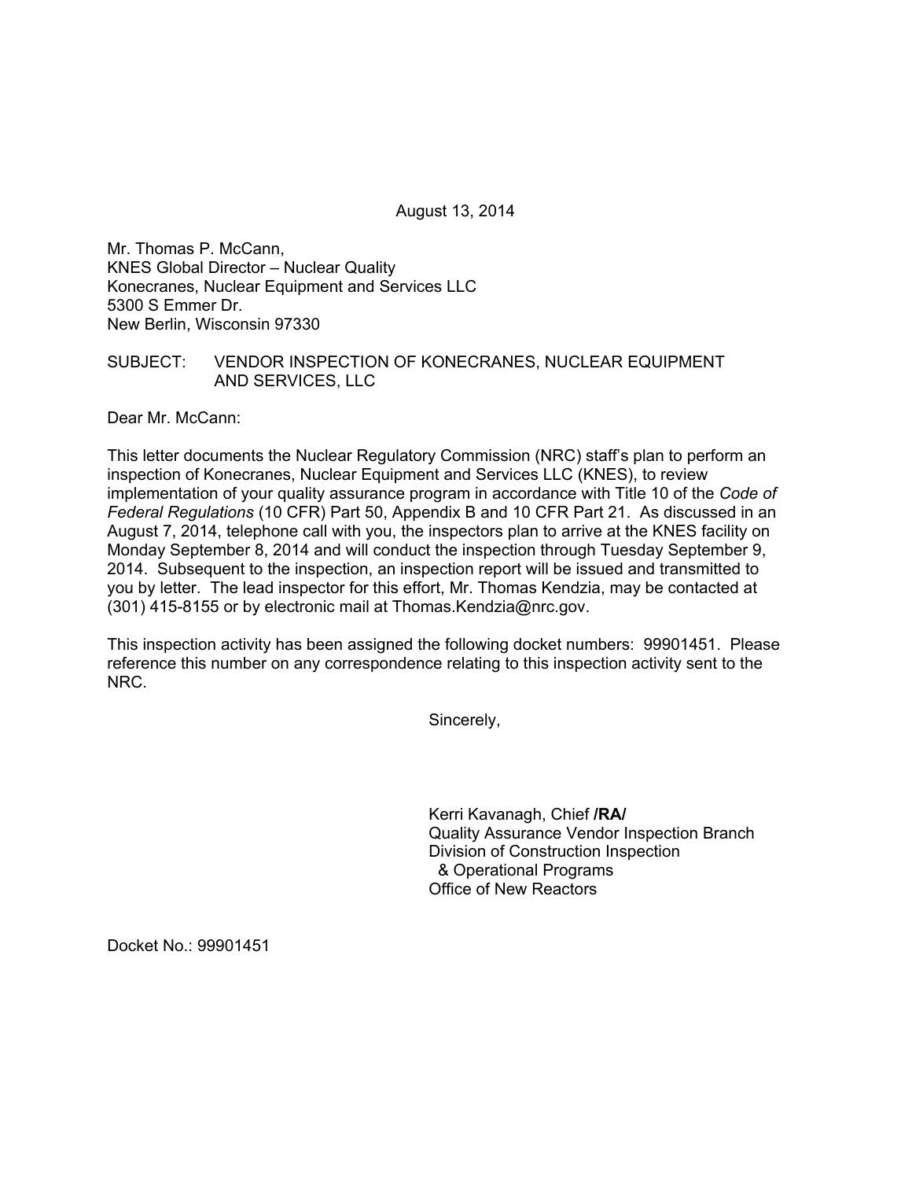August 13, 2014

Mr. Thomas P. McCann,  
KNES Global Director – Nuclear Quality  
Konecranes, Nuclear Equipment and Services LLC  
5300 S Emmer Dr.  
New Berlin, Wisconsin 97330

SUBJECT: VENDOR INSPECTION OF KONECRANES, NUCLEAR EQUIPMENT AND SERVICES, LLC

Dear Mr. McCann:

This letter documents the Nuclear Regulatory Commission (NRC) staff's plan to perform an inspection of Konecranes, Nuclear Equipment and Services LLC (KNES), to review implementation of your quality assurance program in accordance with Title 10 of the *Code of Federal Regulations* (10 CFR) Part 50, Appendix B and 10 CFR Part 21. As discussed in an August 7, 2014, telephone call with you, the inspectors plan to arrive at the KNES facility on Monday September 8, 2014 and will conduct the inspection through Tuesday September 9, 2014. Subsequent to the inspection, an inspection report will be issued and transmitted to you by letter. The lead inspector for this effort, Mr. Thomas Kendzia, may be contacted at (301) 415-8155 or by electronic mail at Thomas.Kendzia@nrc.gov.

This inspection activity has been assigned the following docket numbers: 99901451. Please reference this number on any correspondence relating to this inspection activity sent to the NRC.

Sincerely,

Kerri Kavanagh, Chief **/RA/**  
Quality Assurance Vendor Inspection Branch  
Division of Construction Inspection  
& Operational Programs  
Office of New Reactors

Docket No.: 99901451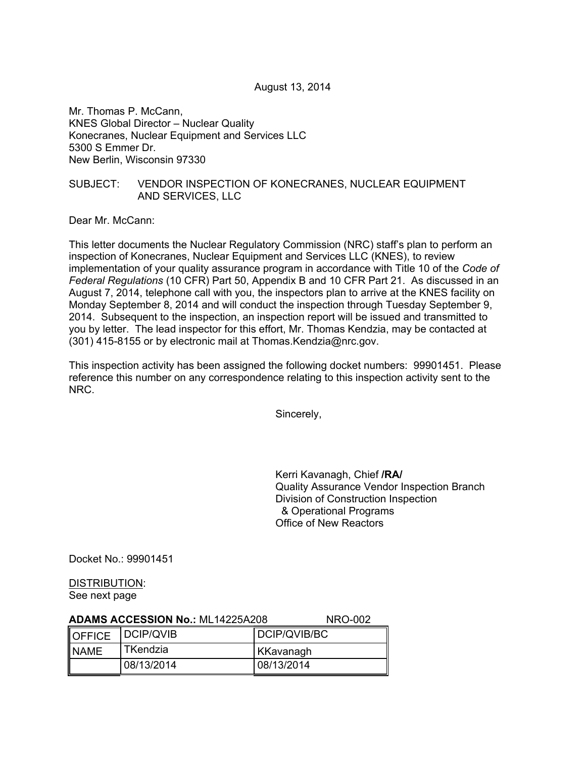August 13, 2014

Mr. Thomas P. McCann,
KNES Global Director – Nuclear Quality
Konecranes, Nuclear Equipment and Services LLC
5300 S Emmer Dr.
New Berlin, Wisconsin 97330

SUBJECT: VENDOR INSPECTION OF KONECRANES, NUCLEAR EQUIPMENT AND SERVICES, LLC

Dear Mr. McCann:

This letter documents the Nuclear Regulatory Commission (NRC) staff's plan to perform an inspection of Konecranes, Nuclear Equipment and Services LLC (KNES), to review implementation of your quality assurance program in accordance with Title 10 of the *Code of Federal Regulations* (10 CFR) Part 50, Appendix B and 10 CFR Part 21. As discussed in an August 7, 2014, telephone call with you, the inspectors plan to arrive at the KNES facility on Monday September 8, 2014 and will conduct the inspection through Tuesday September 9, 2014. Subsequent to the inspection, an inspection report will be issued and transmitted to you by letter. The lead inspector for this effort, Mr. Thomas Kendzia, may be contacted at (301) 415-8155 or by electronic mail at Thomas.Kendzia@nrc.gov.

This inspection activity has been assigned the following docket numbers: 99901451. Please reference this number on any correspondence relating to this inspection activity sent to the NRC.

Sincerely,

Kerri Kavanagh, Chief **/RA/**
Quality Assurance Vendor Inspection Branch
Division of Construction Inspection
& Operational Programs
Office of New Reactors

Docket No.: 99901451

DISTRIBUTION:
See next page

**ADAMS ACCESSION No.:** ML14225A208 NRO-002

| OFFICE | DCIP/QVIB | DCIP/QVIB/BC |
|---|---|---|
| NAME | TKendzia | KKavanagh |
| | 08/13/2014 | 08/13/2014 |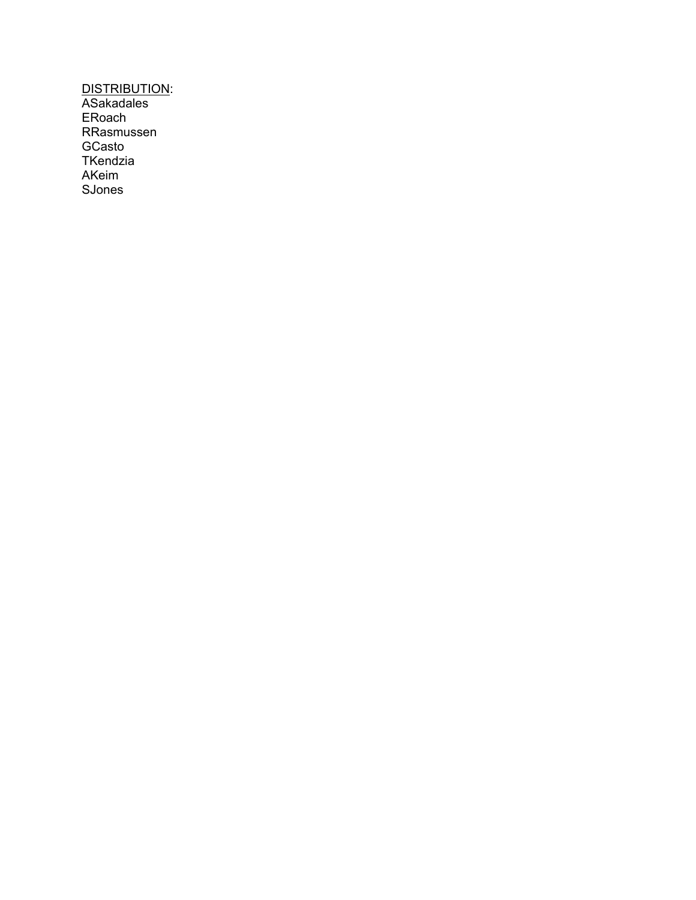<u>DISTRIBUTION</u>:
ASakadales
ERoach
RRasmussen
GCasto
TKendzia
AKeim
SJones